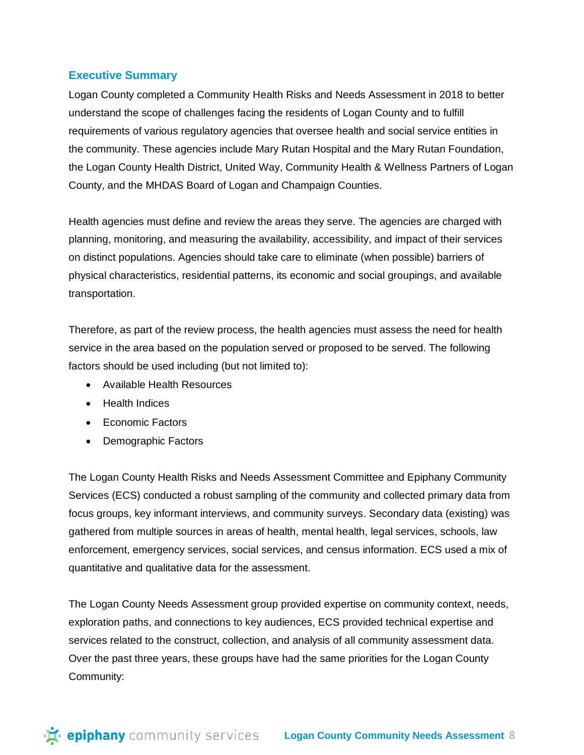## Executive Summary

Logan County completed a Community Health Risks and Needs Assessment in 2018 to better understand the scope of challenges facing the residents of Logan County and to fulfill requirements of various regulatory agencies that oversee health and social service entities in the community. These agencies include Mary Rutan Hospital and the Mary Rutan Foundation, the Logan County Health District, United Way, Community Health & Wellness Partners of Logan County, and the MHDAS Board of Logan and Champaign Counties.

Health agencies must define and review the areas they serve. The agencies are charged with planning, monitoring, and measuring the availability, accessibility, and impact of their services on distinct populations. Agencies should take care to eliminate (when possible) barriers of physical characteristics, residential patterns, its economic and social groupings, and available transportation.

Therefore, as part of the review process, the health agencies must assess the need for health service in the area based on the population served or proposed to be served. The following factors should be used including (but not limited to):

- Available Health Resources
- Health Indices
- Economic Factors
- Demographic Factors

The Logan County Health Risks and Needs Assessment Committee and Epiphany Community Services (ECS) conducted a robust sampling of the community and collected primary data from focus groups, key informant interviews, and community surveys. Secondary data (existing) was gathered from multiple sources in areas of health, mental health, legal services, schools, law enforcement, emergency services, social services, and census information. ECS used a mix of quantitative and qualitative data for the assessment.

The Logan County Needs Assessment group provided expertise on community context, needs, exploration paths, and connections to key audiences, ECS provided technical expertise and services related to the construct, collection, and analysis of all community assessment data. Over the past three years, these groups have had the same priorities for the Logan County Community: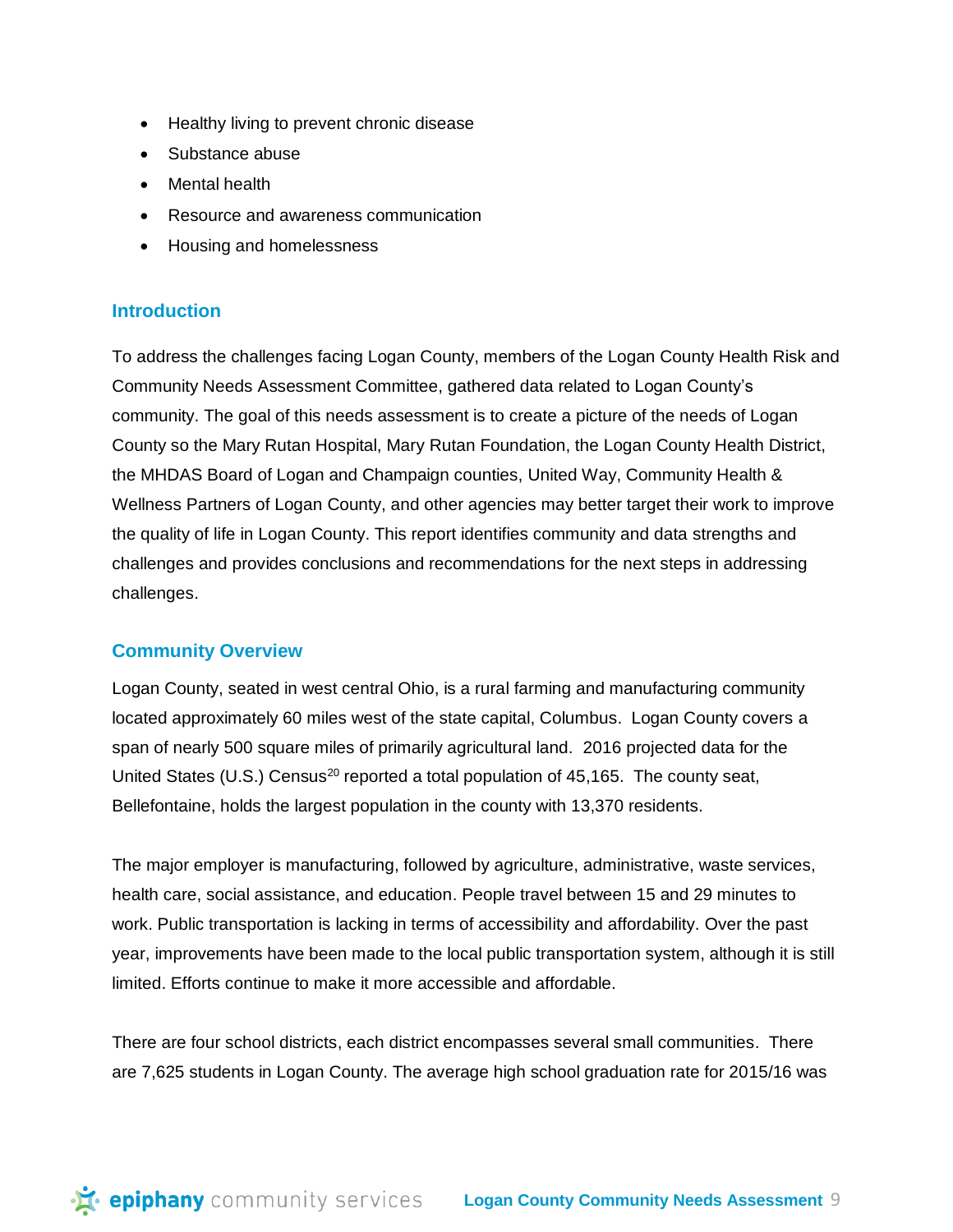- Healthy living to prevent chronic disease
- Substance abuse
- Mental health
- Resource and awareness communication
- Housing and homelessness

## Introduction

To address the challenges facing Logan County, members of the Logan County Health Risk and Community Needs Assessment Committee, gathered data related to Logan County's community. The goal of this needs assessment is to create a picture of the needs of Logan County so the Mary Rutan Hospital, Mary Rutan Foundation, the Logan County Health District, the MHDAS Board of Logan and Champaign counties, United Way, Community Health & Wellness Partners of Logan County, and other agencies may better target their work to improve the quality of life in Logan County. This report identifies community and data strengths and challenges and provides conclusions and recommendations for the next steps in addressing challenges.

## Community Overview

Logan County, seated in west central Ohio, is a rural farming and manufacturing community located approximately 60 miles west of the state capital, Columbus. Logan County covers a span of nearly 500 square miles of primarily agricultural land. 2016 projected data for the United States (U.S.) Census[20] reported a total population of 45,165. The county seat, Bellefontaine, holds the largest population in the county with 13,370 residents.

The major employer is manufacturing, followed by agriculture, administrative, waste services, health care, social assistance, and education. People travel between 15 and 29 minutes to work. Public transportation is lacking in terms of accessibility and affordability. Over the past year, improvements have been made to the local public transportation system, although it is still limited. Efforts continue to make it more accessible and affordable.

There are four school districts, each district encompasses several small communities. There are 7,625 students in Logan County. The average high school graduation rate for 2015/16 was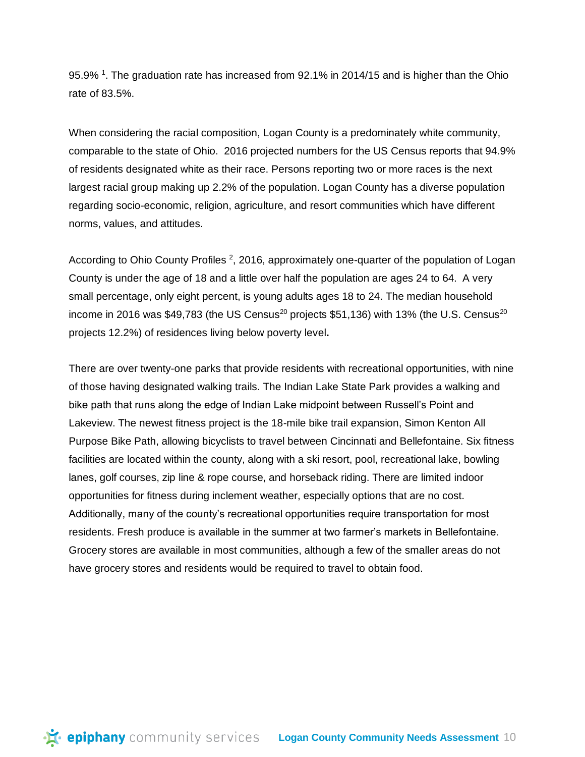95.9% [1]. The graduation rate has increased from 92.1% in 2014/15 and is higher than the Ohio rate of 83.5%.

When considering the racial composition, Logan County is a predominately white community, comparable to the state of Ohio. 2016 projected numbers for the US Census reports that 94.9% of residents designated white as their race. Persons reporting two or more races is the next largest racial group making up 2.2% of the population. Logan County has a diverse population regarding socio-economic, religion, agriculture, and resort communities which have different norms, values, and attitudes.

According to Ohio County Profiles [2], 2016, approximately one-quarter of the population of Logan County is under the age of 18 and a little over half the population are ages 24 to 64. A very small percentage, only eight percent, is young adults ages 18 to 24. The median household income in 2016 was $49,783 (the US Census[20] projects $51,136) with 13% (the U.S. Census[20] projects 12.2%) of residences living below poverty level**.**

There are over twenty-one parks that provide residents with recreational opportunities, with nine of those having designated walking trails. The Indian Lake State Park provides a walking and bike path that runs along the edge of Indian Lake midpoint between Russell's Point and Lakeview. The newest fitness project is the 18-mile bike trail expansion, Simon Kenton All Purpose Bike Path, allowing bicyclists to travel between Cincinnati and Bellefontaine. Six fitness facilities are located within the county, along with a ski resort, pool, recreational lake, bowling lanes, golf courses, zip line & rope course, and horseback riding. There are limited indoor opportunities for fitness during inclement weather, especially options that are no cost. Additionally, many of the county's recreational opportunities require transportation for most residents. Fresh produce is available in the summer at two farmer's markets in Bellefontaine. Grocery stores are available in most communities, although a few of the smaller areas do not have grocery stores and residents would be required to travel to obtain food.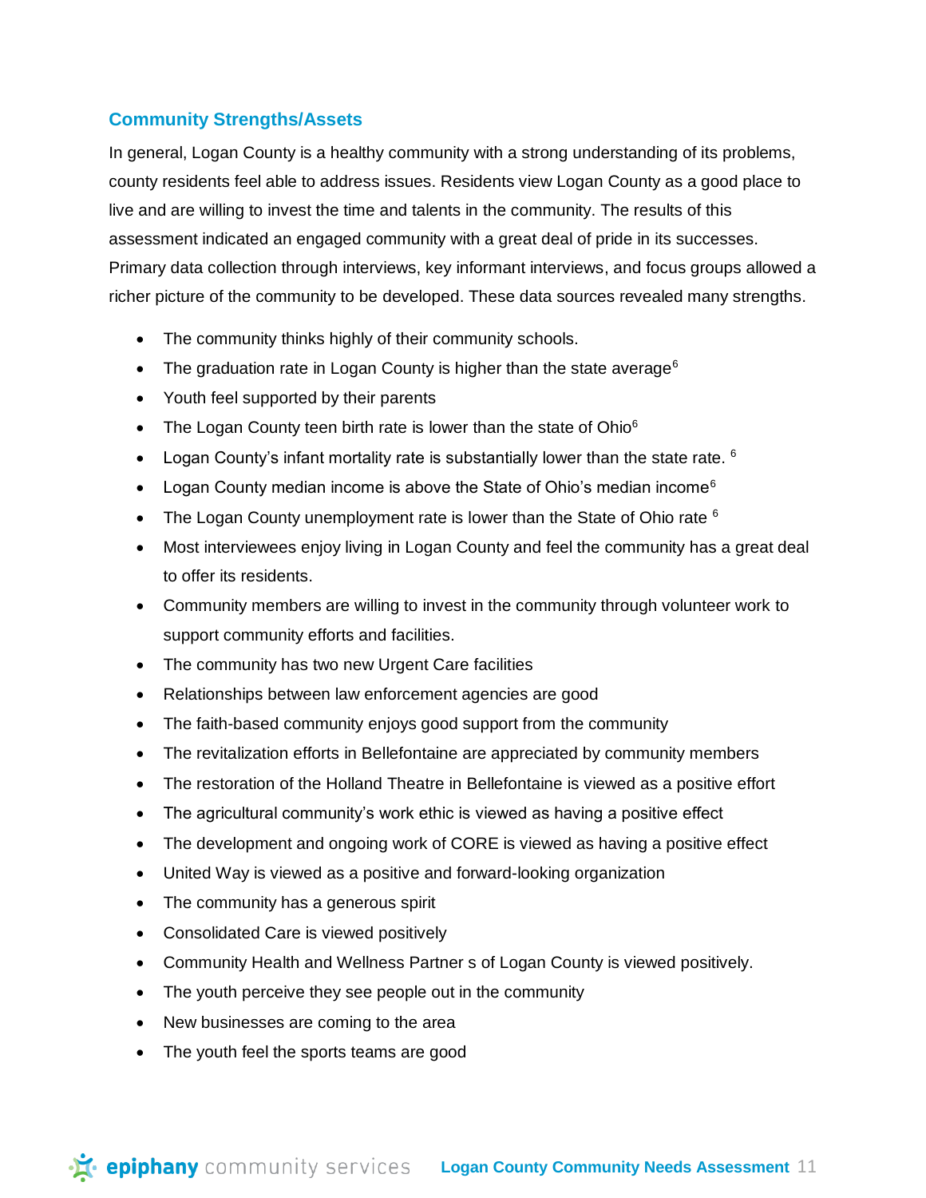## Community Strengths/Assets

In general, Logan County is a healthy community with a strong understanding of its problems, county residents feel able to address issues. Residents view Logan County as a good place to live and are willing to invest the time and talents in the community. The results of this assessment indicated an engaged community with a great deal of pride in its successes. Primary data collection through interviews, key informant interviews, and focus groups allowed a richer picture of the community to be developed. These data sources revealed many strengths.

- The community thinks highly of their community schools.
- The graduation rate in Logan County is higher than the state average[6]
- Youth feel supported by their parents
- The Logan County teen birth rate is lower than the state of Ohio[6]
- Logan County's infant mortality rate is substantially lower than the state rate. [6]
- Logan County median income is above the State of Ohio's median income[6]
- The Logan County unemployment rate is lower than the State of Ohio rate [6]
- Most interviewees enjoy living in Logan County and feel the community has a great deal to offer its residents.
- Community members are willing to invest in the community through volunteer work to support community efforts and facilities.
- The community has two new Urgent Care facilities
- Relationships between law enforcement agencies are good
- The faith-based community enjoys good support from the community
- The revitalization efforts in Bellefontaine are appreciated by community members
- The restoration of the Holland Theatre in Bellefontaine is viewed as a positive effort
- The agricultural community's work ethic is viewed as having a positive effect
- The development and ongoing work of CORE is viewed as having a positive effect
- United Way is viewed as a positive and forward-looking organization
- The community has a generous spirit
- Consolidated Care is viewed positively
- Community Health and Wellness Partner s of Logan County is viewed positively.
- The youth perceive they see people out in the community
- New businesses are coming to the area
- The youth feel the sports teams are good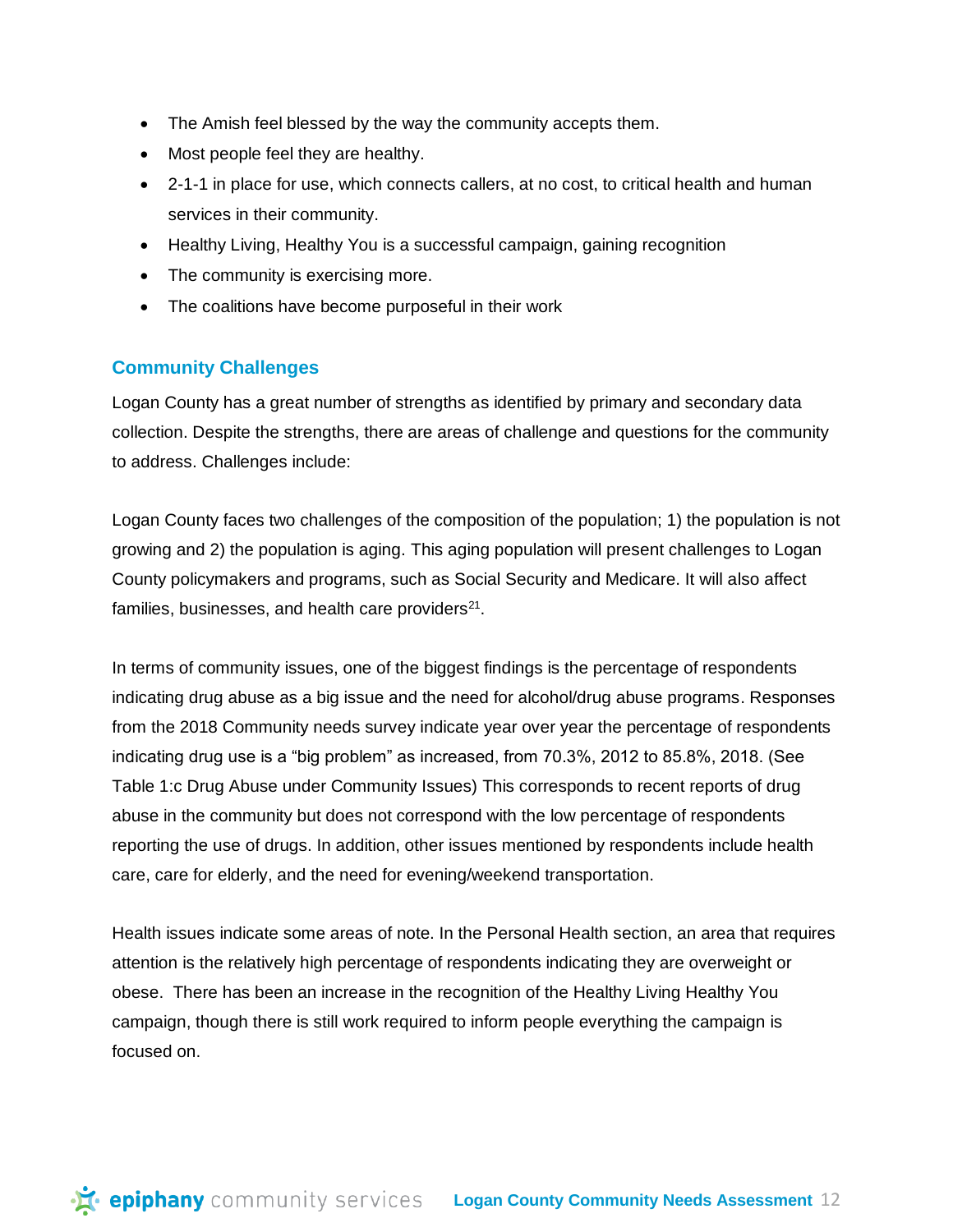- The Amish feel blessed by the way the community accepts them.
- Most people feel they are healthy.
- 2-1-1 in place for use, which connects callers, at no cost, to critical health and human services in their community.
- Healthy Living, Healthy You is a successful campaign, gaining recognition
- The community is exercising more.
- The coalitions have become purposeful in their work

## Community Challenges

Logan County has a great number of strengths as identified by primary and secondary data collection. Despite the strengths, there are areas of challenge and questions for the community to address. Challenges include:

Logan County faces two challenges of the composition of the population; 1) the population is not growing and 2) the population is aging. This aging population will present challenges to Logan County policymakers and programs, such as Social Security and Medicare. It will also affect families, businesses, and health care providers[21].

In terms of community issues, one of the biggest findings is the percentage of respondents indicating drug abuse as a big issue and the need for alcohol/drug abuse programs. Responses from the 2018 Community needs survey indicate year over year the percentage of respondents indicating drug use is a "big problem" as increased, from 70.3%, 2012 to 85.8%, 2018. (See Table 1:c Drug Abuse under Community Issues) This corresponds to recent reports of drug abuse in the community but does not correspond with the low percentage of respondents reporting the use of drugs. In addition, other issues mentioned by respondents include health care, care for elderly, and the need for evening/weekend transportation.

Health issues indicate some areas of note. In the Personal Health section, an area that requires attention is the relatively high percentage of respondents indicating they are overweight or obese. There has been an increase in the recognition of the Healthy Living Healthy You campaign, though there is still work required to inform people everything the campaign is focused on.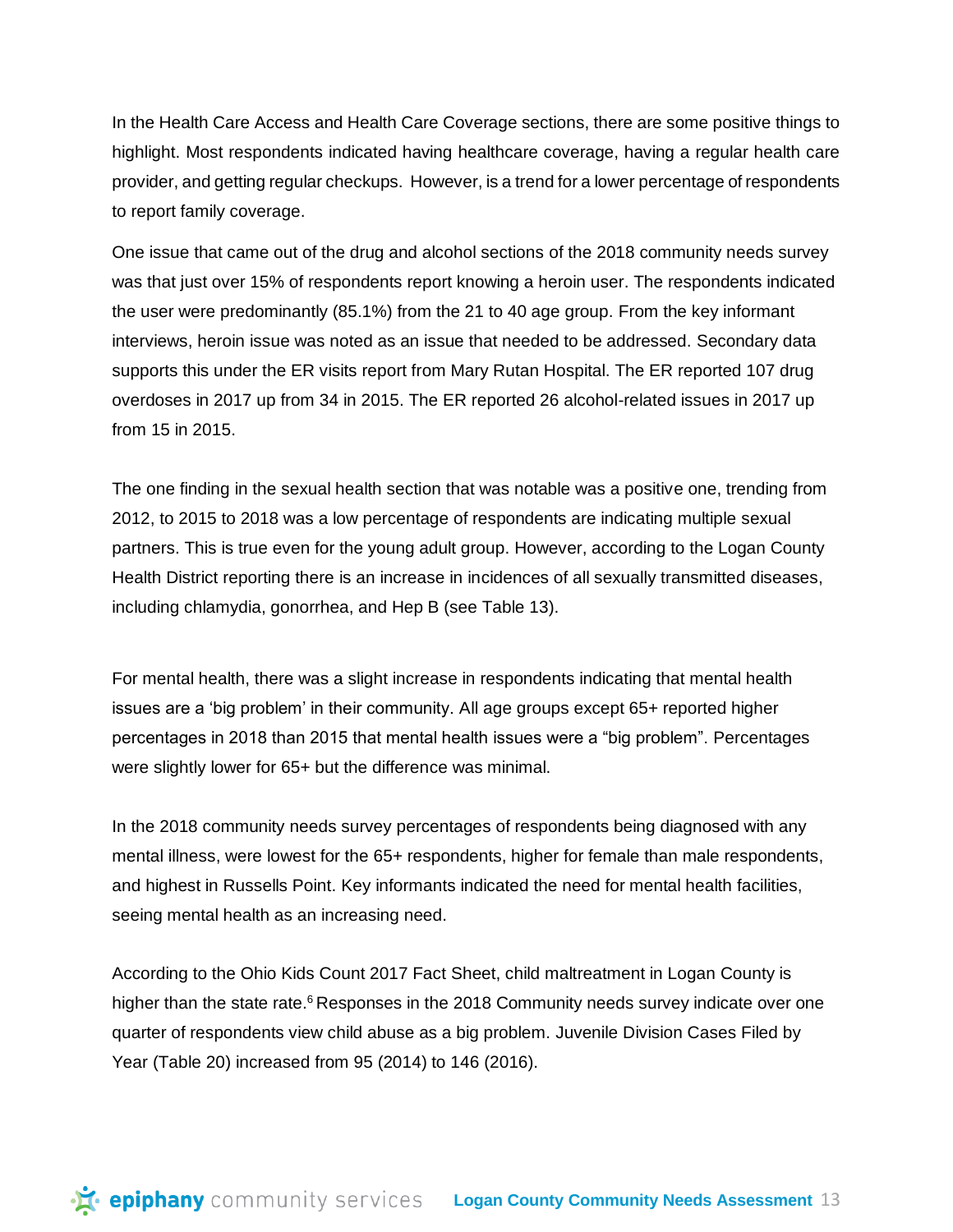In the Health Care Access and Health Care Coverage sections, there are some positive things to highlight. Most respondents indicated having healthcare coverage, having a regular health care provider, and getting regular checkups. However, is a trend for a lower percentage of respondents to report family coverage.

One issue that came out of the drug and alcohol sections of the 2018 community needs survey was that just over 15% of respondents report knowing a heroin user. The respondents indicated the user were predominantly (85.1%) from the 21 to 40 age group. From the key informant interviews, heroin issue was noted as an issue that needed to be addressed. Secondary data supports this under the ER visits report from Mary Rutan Hospital. The ER reported 107 drug overdoses in 2017 up from 34 in 2015. The ER reported 26 alcohol-related issues in 2017 up from 15 in 2015.

The one finding in the sexual health section that was notable was a positive one, trending from 2012, to 2015 to 2018 was a low percentage of respondents are indicating multiple sexual partners. This is true even for the young adult group. However, according to the Logan County Health District reporting there is an increase in incidences of all sexually transmitted diseases, including chlamydia, gonorrhea, and Hep B (see Table 13).

For mental health, there was a slight increase in respondents indicating that mental health issues are a 'big problem' in their community. All age groups except 65+ reported higher percentages in 2018 than 2015 that mental health issues were a "big problem". Percentages were slightly lower for 65+ but the difference was minimal.

In the 2018 community needs survey percentages of respondents being diagnosed with any mental illness, were lowest for the 65+ respondents, higher for female than male respondents, and highest in Russells Point. Key informants indicated the need for mental health facilities, seeing mental health as an increasing need.

According to the Ohio Kids Count 2017 Fact Sheet, child maltreatment in Logan County is higher than the state rate.[6] Responses in the 2018 Community needs survey indicate over one quarter of respondents view child abuse as a big problem. Juvenile Division Cases Filed by Year (Table 20) increased from 95 (2014) to 146 (2016).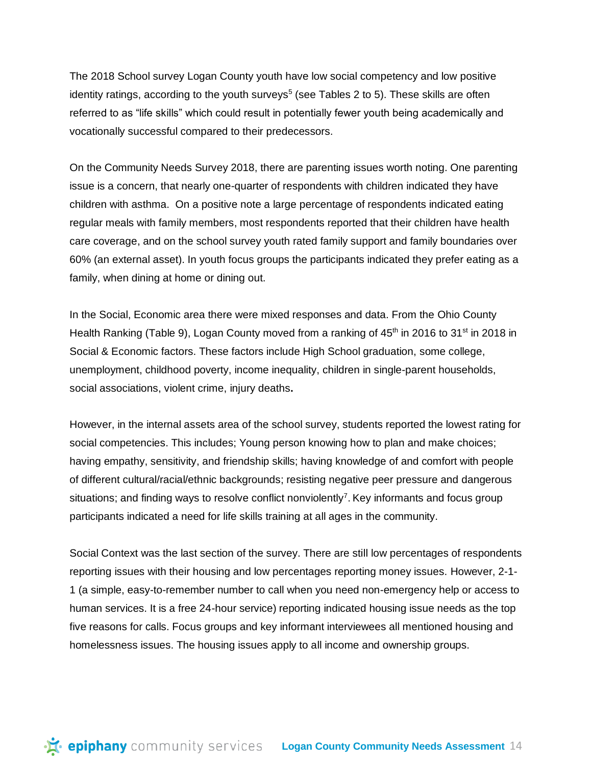The 2018 School survey Logan County youth have low social competency and low positive identity ratings, according to the youth surveys[5] (see Tables 2 to 5). These skills are often referred to as "life skills" which could result in potentially fewer youth being academically and vocationally successful compared to their predecessors.

On the Community Needs Survey 2018, there are parenting issues worth noting. One parenting issue is a concern, that nearly one-quarter of respondents with children indicated they have children with asthma. On a positive note a large percentage of respondents indicated eating regular meals with family members, most respondents reported that their children have health care coverage, and on the school survey youth rated family support and family boundaries over 60% (an external asset). In youth focus groups the participants indicated they prefer eating as a family, when dining at home or dining out.

In the Social, Economic area there were mixed responses and data. From the Ohio County Health Ranking (Table 9), Logan County moved from a ranking of 45th in 2016 to 31st in 2018 in Social & Economic factors. These factors include High School graduation, some college, unemployment, childhood poverty, income inequality, children in single-parent households, social associations, violent crime, injury deaths**.**

However, in the internal assets area of the school survey, students reported the lowest rating for social competencies. This includes; Young person knowing how to plan and make choices; having empathy, sensitivity, and friendship skills; having knowledge of and comfort with people of different cultural/racial/ethnic backgrounds; resisting negative peer pressure and dangerous situations; and finding ways to resolve conflict nonviolently[7]. Key informants and focus group participants indicated a need for life skills training at all ages in the community.

Social Context was the last section of the survey. There are still low percentages of respondents reporting issues with their housing and low percentages reporting money issues. However, 2-1-1 (a simple, easy-to-remember number to call when you need non-emergency help or access to human services. It is a free 24-hour service) reporting indicated housing issue needs as the top five reasons for calls. Focus groups and key informant interviewees all mentioned housing and homelessness issues. The housing issues apply to all income and ownership groups.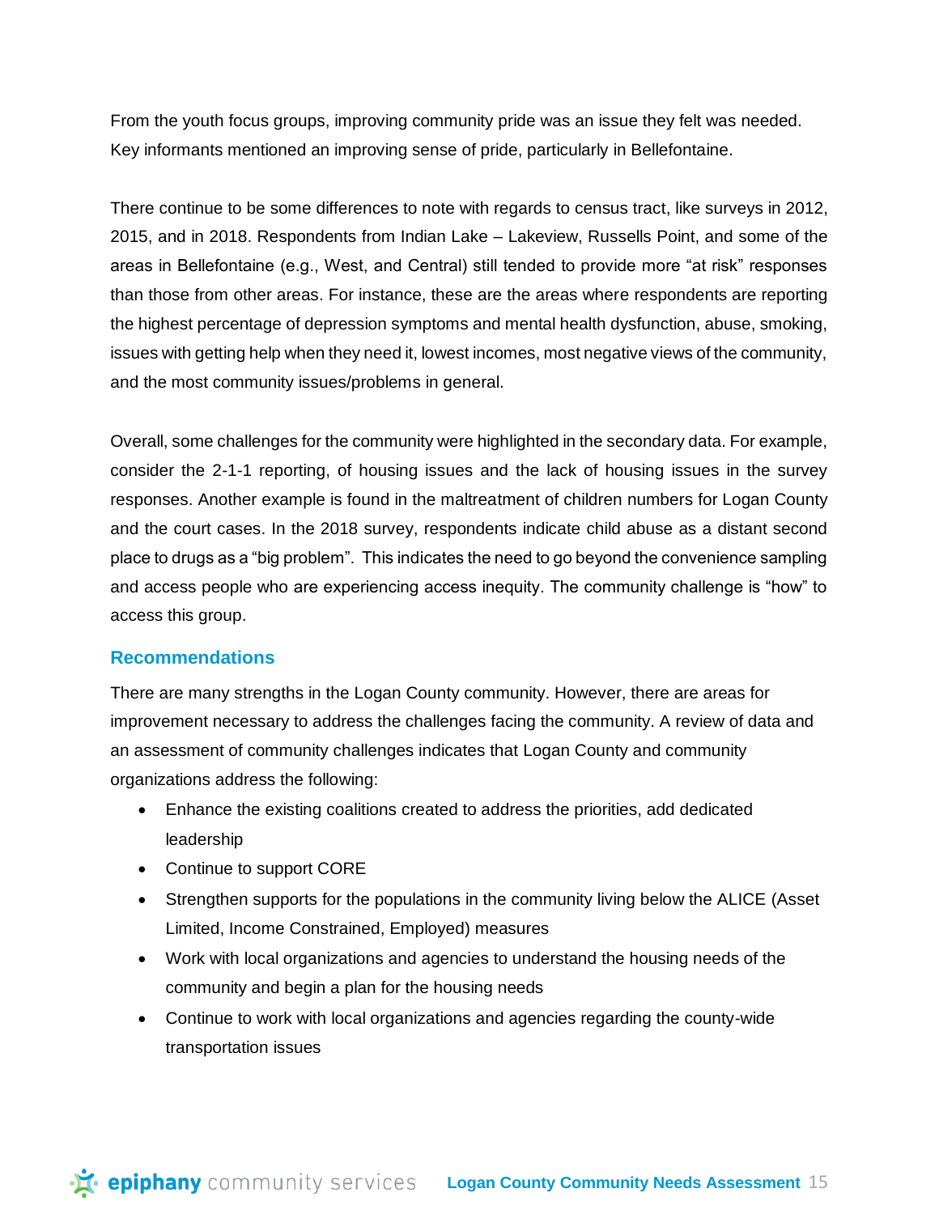From the youth focus groups, improving community pride was an issue they felt was needed. Key informants mentioned an improving sense of pride, particularly in Bellefontaine.

There continue to be some differences to note with regards to census tract, like surveys in 2012, 2015, and in 2018. Respondents from Indian Lake – Lakeview, Russells Point, and some of the areas in Bellefontaine (e.g., West, and Central) still tended to provide more "at risk" responses than those from other areas. For instance, these are the areas where respondents are reporting the highest percentage of depression symptoms and mental health dysfunction, abuse, smoking, issues with getting help when they need it, lowest incomes, most negative views of the community, and the most community issues/problems in general.

Overall, some challenges for the community were highlighted in the secondary data. For example, consider the 2-1-1 reporting, of housing issues and the lack of housing issues in the survey responses. Another example is found in the maltreatment of children numbers for Logan County and the court cases. In the 2018 survey, respondents indicate child abuse as a distant second place to drugs as a "big problem". This indicates the need to go beyond the convenience sampling and access people who are experiencing access inequity. The community challenge is "how" to access this group.

## Recommendations

There are many strengths in the Logan County community. However, there are areas for improvement necessary to address the challenges facing the community. A review of data and an assessment of community challenges indicates that Logan County and community organizations address the following:

- Enhance the existing coalitions created to address the priorities, add dedicated leadership
- Continue to support CORE
- Strengthen supports for the populations in the community living below the ALICE (Asset Limited, Income Constrained, Employed) measures
- Work with local organizations and agencies to understand the housing needs of the community and begin a plan for the housing needs
- Continue to work with local organizations and agencies regarding the county-wide transportation issues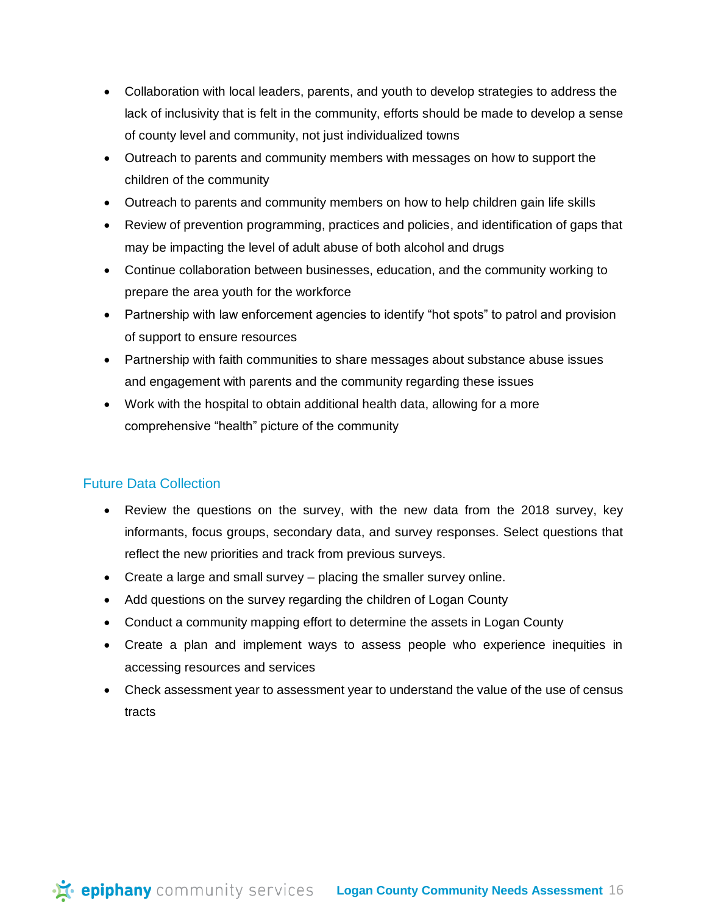- Collaboration with local leaders, parents, and youth to develop strategies to address the lack of inclusivity that is felt in the community, efforts should be made to develop a sense of county level and community, not just individualized towns
- Outreach to parents and community members with messages on how to support the children of the community
- Outreach to parents and community members on how to help children gain life skills
- Review of prevention programming, practices and policies, and identification of gaps that may be impacting the level of adult abuse of both alcohol and drugs
- Continue collaboration between businesses, education, and the community working to prepare the area youth for the workforce
- Partnership with law enforcement agencies to identify "hot spots" to patrol and provision of support to ensure resources
- Partnership with faith communities to share messages about substance abuse issues and engagement with parents and the community regarding these issues
- Work with the hospital to obtain additional health data, allowing for a more comprehensive "health" picture of the community

## Future Data Collection

- Review the questions on the survey, with the new data from the 2018 survey, key informants, focus groups, secondary data, and survey responses. Select questions that reflect the new priorities and track from previous surveys.
- Create a large and small survey – placing the smaller survey online.
- Add questions on the survey regarding the children of Logan County
- Conduct a community mapping effort to determine the assets in Logan County
- Create a plan and implement ways to assess people who experience inequities in accessing resources and services
- Check assessment year to assessment year to understand the value of the use of census tracts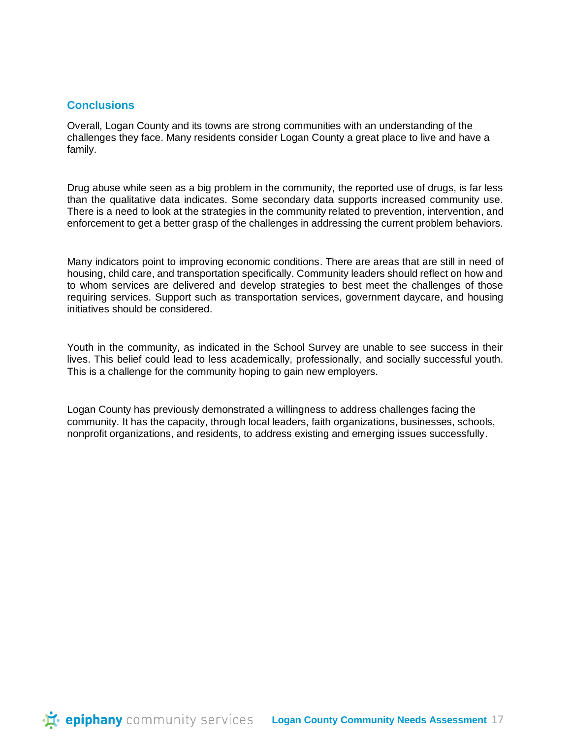## Conclusions

Overall, Logan County and its towns are strong communities with an understanding of the challenges they face. Many residents consider Logan County a great place to live and have a family.

Drug abuse while seen as a big problem in the community, the reported use of drugs, is far less than the qualitative data indicates. Some secondary data supports increased community use. There is a need to look at the strategies in the community related to prevention, intervention, and enforcement to get a better grasp of the challenges in addressing the current problem behaviors.

Many indicators point to improving economic conditions. There are areas that are still in need of housing, child care, and transportation specifically. Community leaders should reflect on how and to whom services are delivered and develop strategies to best meet the challenges of those requiring services. Support such as transportation services, government daycare, and housing initiatives should be considered.

Youth in the community, as indicated in the School Survey are unable to see success in their lives. This belief could lead to less academically, professionally, and socially successful youth. This is a challenge for the community hoping to gain new employers.

Logan County has previously demonstrated a willingness to address challenges facing the community. It has the capacity, through local leaders, faith organizations, businesses, schools, nonprofit organizations, and residents, to address existing and emerging issues successfully.